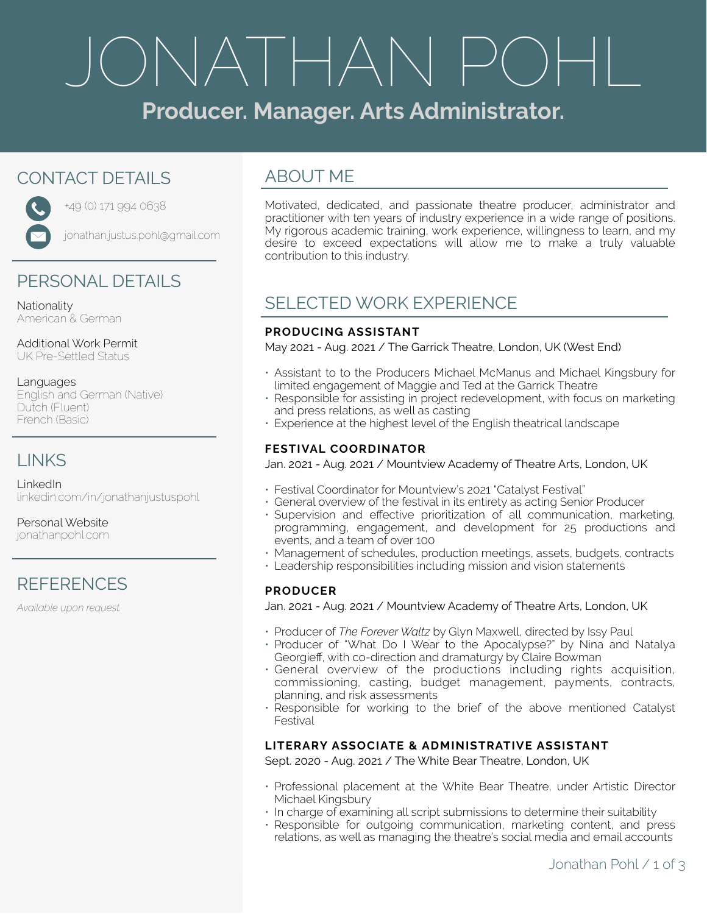# JONATHAN POHL

**Producer. Manager. Arts Administrator.**

## CONTACT DETAILS

+49 (0) 171 994 0638

jonathan.justus.pohl@gmail.com

## PERSONAL DETAILS

Nationality
American & German

Additional Work Permit
UK Pre-Settled Status

Languages
English and German (Native)
Dutch (Fluent)
French (Basic)

## LINKS

LinkedIn
linkedin.com/in/jonathanjustuspohl

Personal Website
jonathanpohl.com

## REFERENCES

*Available upon request.*

## ABOUT ME

Motivated, dedicated, and passionate theatre producer, administrator and practitioner with ten years of industry experience in a wide range of positions. My rigorous academic training, work experience, willingness to learn, and my desire to exceed expectations will allow me to make a truly valuable contribution to this industry.

## SELECTED WORK EXPERIENCE

### PRODUCING ASSISTANT

May 2021 - Aug. 2021 / The Garrick Theatre, London, UK (West End)

- Assistant to to the Producers Michael McManus and Michael Kingsbury for limited engagement of Maggie and Ted at the Garrick Theatre
- Responsible for assisting in project redevelopment, with focus on marketing and press relations, as well as casting
- Experience at the highest level of the English theatrical landscape

### FESTIVAL COORDINATOR

Jan. 2021 - Aug. 2021 / Mountview Academy of Theatre Arts, London, UK

- Festival Coordinator for Mountview's 2021 "Catalyst Festival"
- General overview of the festival in its entirety as acting Senior Producer
- Supervision and effective prioritization of all communication, marketing, programming, engagement, and development for 25 productions and events, and a team of over 100
- Management of schedules, production meetings, assets, budgets, contracts
- Leadership responsibilities including mission and vision statements

### PRODUCER

Jan. 2021 - Aug. 2021 / Mountview Academy of Theatre Arts, London, UK

- Producer of *The Forever Waltz* by Glyn Maxwell, directed by Issy Paul
- Producer of "What Do I Wear to the Apocalypse?" by Nina and Natalya Georgieff, with co-direction and dramaturgy by Claire Bowman
- General overview of the productions including rights acquisition, commissioning, casting, budget management, payments, contracts, planning, and risk assessments
- Responsible for working to the brief of the above mentioned Catalyst Festival

### LITERARY ASSOCIATE & ADMINISTRATIVE ASSISTANT

Sept. 2020 - Aug. 2021 / The White Bear Theatre, London, UK

- Professional placement at the White Bear Theatre, under Artistic Director Michael Kingsbury
- In charge of examining all script submissions to determine their suitability
- Responsible for outgoing communication, marketing content, and press relations, as well as managing the theatre's social media and email accounts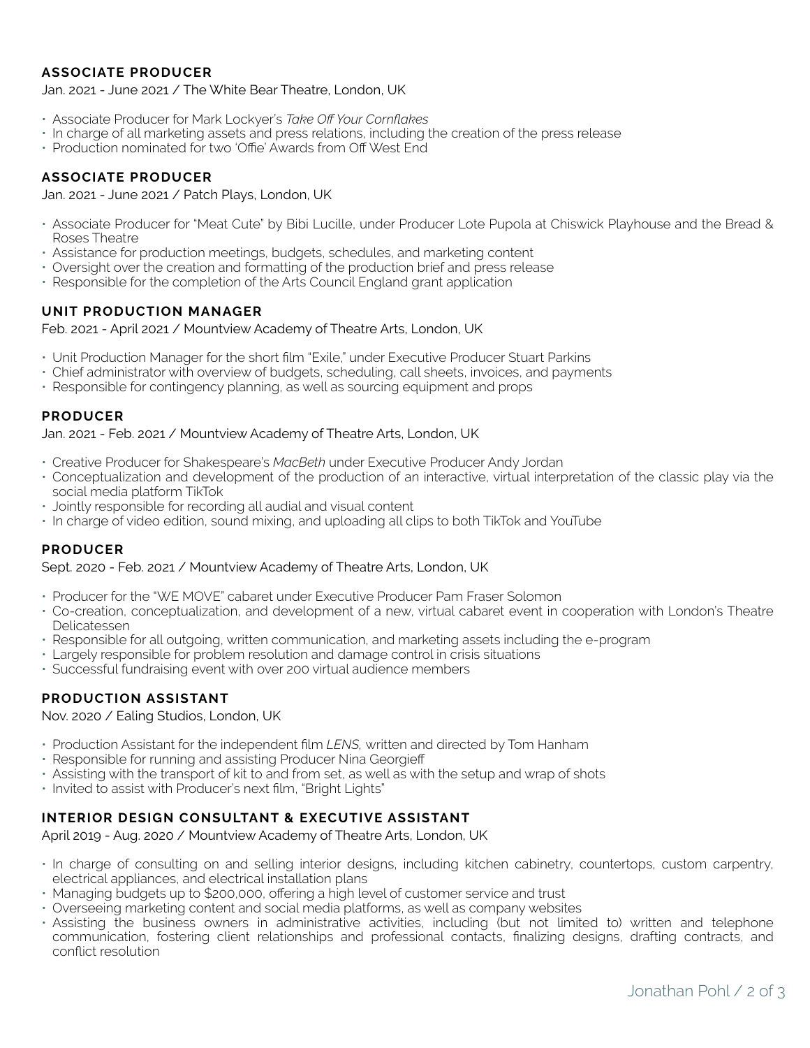### ASSOCIATE PRODUCER

Jan. 2021 - June 2021 / The White Bear Theatre, London, UK

- Associate Producer for Mark Lockyer's *Take Off Your Cornflakes*
- In charge of all marketing assets and press relations, including the creation of the press release
- Production nominated for two 'Offie' Awards from Off West End

### ASSOCIATE PRODUCER

Jan. 2021 - June 2021 / Patch Plays, London, UK

- Associate Producer for "Meat Cute" by Bibi Lucille, under Producer Lote Pupola at Chiswick Playhouse and the Bread & Roses Theatre
- Assistance for production meetings, budgets, schedules, and marketing content
- Oversight over the creation and formatting of the production brief and press release
- Responsible for the completion of the Arts Council England grant application

### UNIT PRODUCTION MANAGER

Feb. 2021 - April 2021 / Mountview Academy of Theatre Arts, London, UK

- Unit Production Manager for the short film "Exile," under Executive Producer Stuart Parkins
- Chief administrator with overview of budgets, scheduling, call sheets, invoices, and payments
- Responsible for contingency planning, as well as sourcing equipment and props

### PRODUCER

Jan. 2021 - Feb. 2021 / Mountview Academy of Theatre Arts, London, UK

- Creative Producer for Shakespeare's *MacBeth* under Executive Producer Andy Jordan
- Conceptualization and development of the production of an interactive, virtual interpretation of the classic play via the social media platform TikTok
- Jointly responsible for recording all audial and visual content
- In charge of video edition, sound mixing, and uploading all clips to both TikTok and YouTube

### PRODUCER

Sept. 2020 - Feb. 2021 / Mountview Academy of Theatre Arts, London, UK

- Producer for the "WE MOVE" cabaret under Executive Producer Pam Fraser Solomon
- Co-creation, conceptualization, and development of a new, virtual cabaret event in cooperation with London's Theatre Delicatessen
- Responsible for all outgoing, written communication, and marketing assets including the e-program
- Largely responsible for problem resolution and damage control in crisis situations
- Successful fundraising event with over 200 virtual audience members

### PRODUCTION ASSISTANT

Nov. 2020 / Ealing Studios, London, UK

- Production Assistant for the independent film *LENS,* written and directed by Tom Hanham
- Responsible for running and assisting Producer Nina Georgieff
- Assisting with the transport of kit to and from set, as well as with the setup and wrap of shots
- Invited to assist with Producer's next film, "Bright Lights"

### INTERIOR DESIGN CONSULTANT & EXECUTIVE ASSISTANT

April 2019 - Aug. 2020 / Mountview Academy of Theatre Arts, London, UK

- In charge of consulting on and selling interior designs, including kitchen cabinetry, countertops, custom carpentry, electrical appliances, and electrical installation plans
- Managing budgets up to $200,000, offering a high level of customer service and trust
- Overseeing marketing content and social media platforms, as well as company websites
- Assisting the business owners in administrative activities, including (but not limited to) written and telephone communication, fostering client relationships and professional contacts, finalizing designs, drafting contracts, and conflict resolution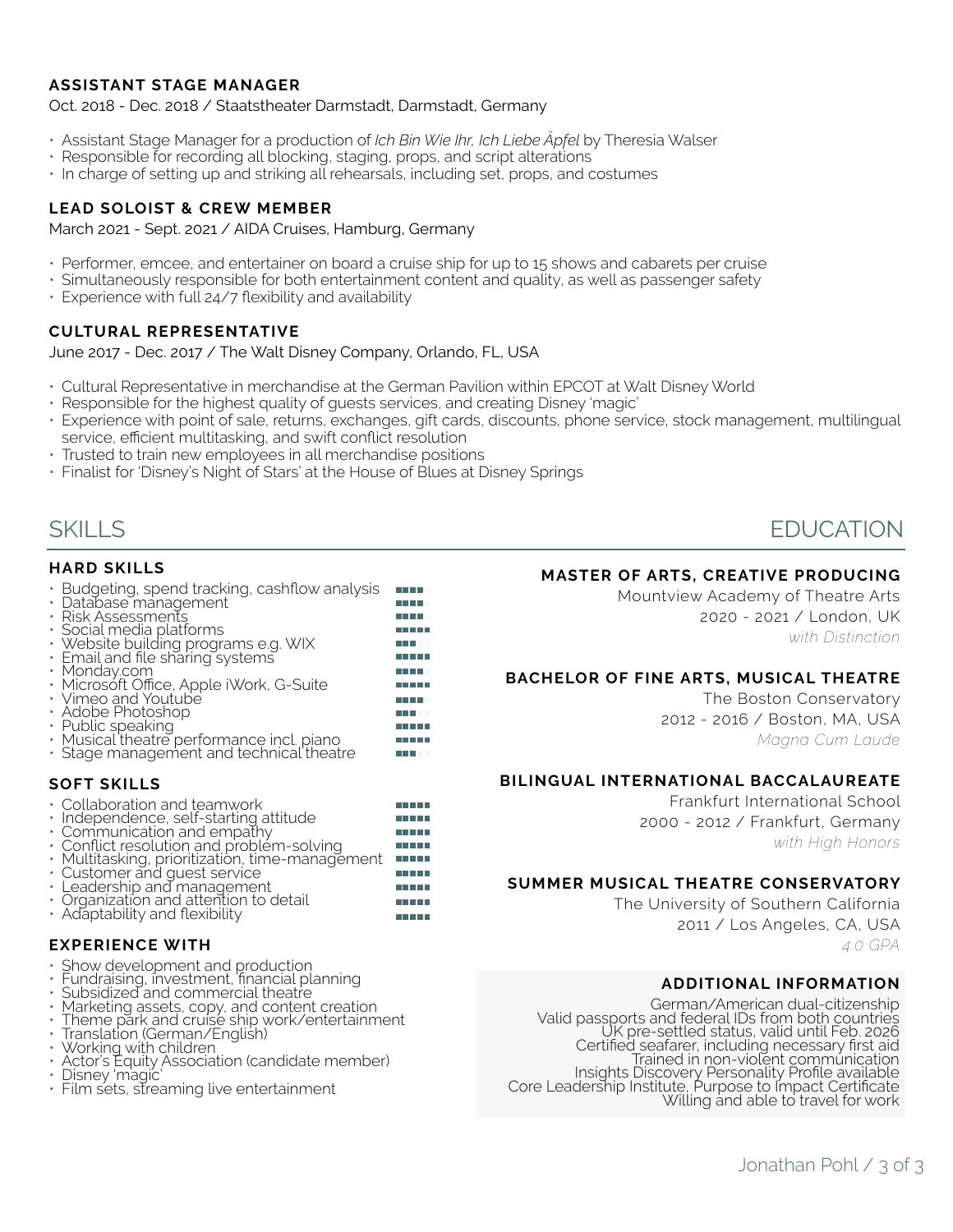### ASSISTANT STAGE MANAGER

Oct. 2018 - Dec. 2018 / Staatstheater Darmstadt, Darmstadt, Germany

- Assistant Stage Manager for a production of *Ich Bin Wie Ihr, Ich Liebe Äpfel* by Theresia Walser
- Responsible for recording all blocking, staging, props, and script alterations
- In charge of setting up and striking all rehearsals, including set, props, and costumes

### LEAD SOLOIST & CREW MEMBER

March 2021 - Sept. 2021 / AIDA Cruises, Hamburg, Germany

- Performer, emcee, and entertainer on board a cruise ship for up to 15 shows and cabarets per cruise
- Simultaneously responsible for both entertainment content and quality, as well as passenger safety
- Experience with full 24/7 flexibility and availability

### CULTURAL REPRESENTATIVE

June 2017 - Dec. 2017 / The Walt Disney Company, Orlando, FL, USA

- Cultural Representative in merchandise at the German Pavilion within EPCOT at Walt Disney World
- Responsible for the highest quality of guests services, and creating Disney 'magic'
- Experience with point of sale, returns, exchanges, gift cards, discounts, phone service, stock management, multilingual service, efficient multitasking, and swift conflict resolution
- Trusted to train new employees in all merchandise positions
- Finalist for 'Disney's Night of Stars' at the House of Blues at Disney Springs

## SKILLS

### HARD SKILLS

- Budgeting, spend tracking, cashflow analysis
- Database management
- Risk Assessments
- Social media platforms
- Website building programs e.g. WIX
- Email and file sharing systems
- Monday.com
- Microsoft Office, Apple iWork, G-Suite
- Vimeo and Youtube
- Adobe Photoshop
- Public speaking
- Musical theatre performance incl. piano
- Stage management and technical theatre

### SOFT SKILLS

- Collaboration and teamwork
- Independence, self-starting attitude
- Communication and empathy
- Conflict resolution and problem-solving
- Multitasking, prioritization, time-management
- Customer and guest service
- Leadership and management
- Organization and attention to detail
- Adaptability and flexibility

### EXPERIENCE WITH

- Show development and production
- Fundraising, investment, financial planning
- Subsidized and commercial theatre
- Marketing assets, copy, and content creation
- Theme park and cruise ship work/entertainment
- Translation (German/English)
- Working with children
- Actor's Equity Association (candidate member)
- Disney 'magic'
- Film sets, streaming live entertainment

## EDUCATION

### MASTER OF ARTS, CREATIVE PRODUCING

Mountview Academy of Theatre Arts
2020 - 2021 / London, UK
*with Distinction*

### BACHELOR OF FINE ARTS, MUSICAL THEATRE

The Boston Conservatory
2012 - 2016 / Boston, MA, USA
*Magna Cum Laude*

### BILINGUAL INTERNATIONAL BACCALAUREATE

Frankfurt International School
2000 - 2012 / Frankfurt, Germany
*with High Honors*

### SUMMER MUSICAL THEATRE CONSERVATORY

The University of Southern California
2011 / Los Angeles, CA, USA
*4.0 GPA*

### ADDITIONAL INFORMATION

German/American dual-citizenship
Valid passports and federal IDs from both countries
UK pre-settled status, valid until Feb. 2026
Certified seafarer, including necessary first aid
Trained in non-violent communication
Insights Discovery Personality Profile available
Core Leadership Institute, Purpose to Impact Certificate
Willing and able to travel for work